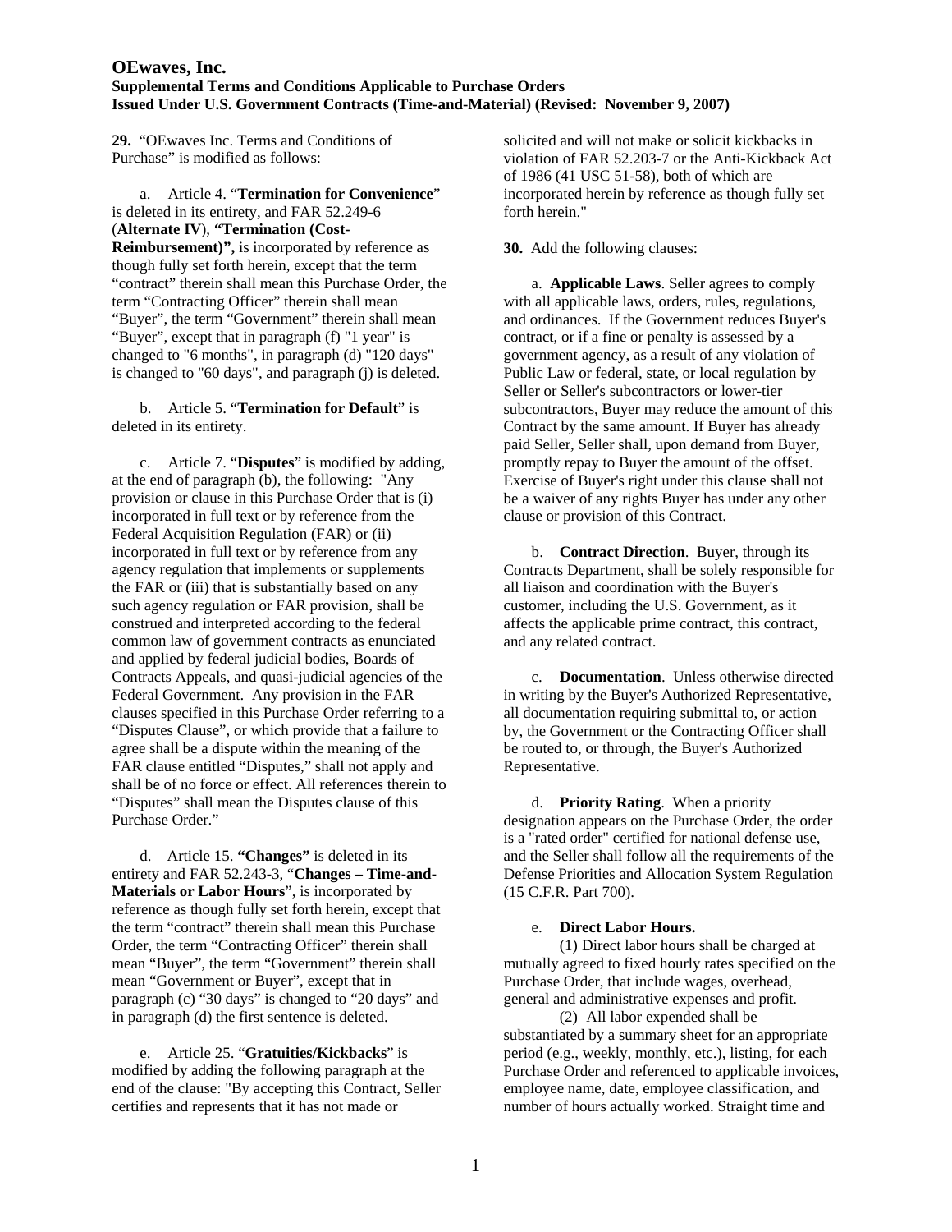# OEwaves, Inc.
## Supplemental Terms and Conditions Applicable to Purchase Orders Issued Under U.S. Government Contracts (Time-and-Material) (Revised: November 9, 2007)

**29.** "OEwaves Inc. Terms and Conditions of Purchase" is modified as follows:

a. Article 4. "**Termination for Convenience**" is deleted in its entirety, and FAR 52.249-6 (**Alternate IV**), **"Termination (Cost-Reimbursement)",** is incorporated by reference as though fully set forth herein, except that the term "contract" therein shall mean this Purchase Order, the term "Contracting Officer" therein shall mean "Buyer", the term "Government" therein shall mean "Buyer", except that in paragraph (f) "1 year" is changed to "6 months", in paragraph (d) "120 days" is changed to "60 days", and paragraph (j) is deleted.

b. Article 5. "**Termination for Default**" is deleted in its entirety.

c. Article 7. "**Disputes**" is modified by adding, at the end of paragraph (b), the following: "Any provision or clause in this Purchase Order that is (i) incorporated in full text or by reference from the Federal Acquisition Regulation (FAR) or (ii) incorporated in full text or by reference from any agency regulation that implements or supplements the FAR or (iii) that is substantially based on any such agency regulation or FAR provision, shall be construed and interpreted according to the federal common law of government contracts as enunciated and applied by federal judicial bodies, Boards of Contracts Appeals, and quasi-judicial agencies of the Federal Government. Any provision in the FAR clauses specified in this Purchase Order referring to a "Disputes Clause", or which provide that a failure to agree shall be a dispute within the meaning of the FAR clause entitled "Disputes," shall not apply and shall be of no force or effect. All references therein to "Disputes" shall mean the Disputes clause of this Purchase Order."

d. Article 15. **"Changes"** is deleted in its entirety and FAR 52.243-3, "**Changes – Time-and-Materials or Labor Hours**", is incorporated by reference as though fully set forth herein, except that the term "contract" therein shall mean this Purchase Order, the term "Contracting Officer" therein shall mean "Buyer", the term "Government" therein shall mean "Government or Buyer", except that in paragraph (c) "30 days" is changed to "20 days" and in paragraph (d) the first sentence is deleted.

e. Article 25. "**Gratuities/Kickbacks**" is modified by adding the following paragraph at the end of the clause: "By accepting this Contract, Seller certifies and represents that it has not made or solicited and will not make or solicit kickbacks in violation of FAR 52.203-7 or the Anti-Kickback Act of 1986 (41 USC 51-58), both of which are incorporated herein by reference as though fully set forth herein."

**30.** Add the following clauses:

a. **Applicable Laws**. Seller agrees to comply with all applicable laws, orders, rules, regulations, and ordinances. If the Government reduces Buyer's contract, or if a fine or penalty is assessed by a government agency, as a result of any violation of Public Law or federal, state, or local regulation by Seller or Seller's subcontractors or lower-tier subcontractors, Buyer may reduce the amount of this Contract by the same amount. If Buyer has already paid Seller, Seller shall, upon demand from Buyer, promptly repay to Buyer the amount of the offset. Exercise of Buyer's right under this clause shall not be a waiver of any rights Buyer has under any other clause or provision of this Contract.

b. **Contract Direction**. Buyer, through its Contracts Department, shall be solely responsible for all liaison and coordination with the Buyer's customer, including the U.S. Government, as it affects the applicable prime contract, this contract, and any related contract.

c. **Documentation**. Unless otherwise directed in writing by the Buyer's Authorized Representative, all documentation requiring submittal to, or action by, the Government or the Contracting Officer shall be routed to, or through, the Buyer's Authorized Representative.

d. **Priority Rating**. When a priority designation appears on the Purchase Order, the order is a "rated order" certified for national defense use, and the Seller shall follow all the requirements of the Defense Priorities and Allocation System Regulation (15 C.F.R. Part 700).

e. **Direct Labor Hours.**

(1) Direct labor hours shall be charged at mutually agreed to fixed hourly rates specified on the Purchase Order, that include wages, overhead, general and administrative expenses and profit.

(2) All labor expended shall be substantiated by a summary sheet for an appropriate period (e.g., weekly, monthly, etc.), listing, for each Purchase Order and referenced to applicable invoices, employee name, date, employee classification, and number of hours actually worked. Straight time and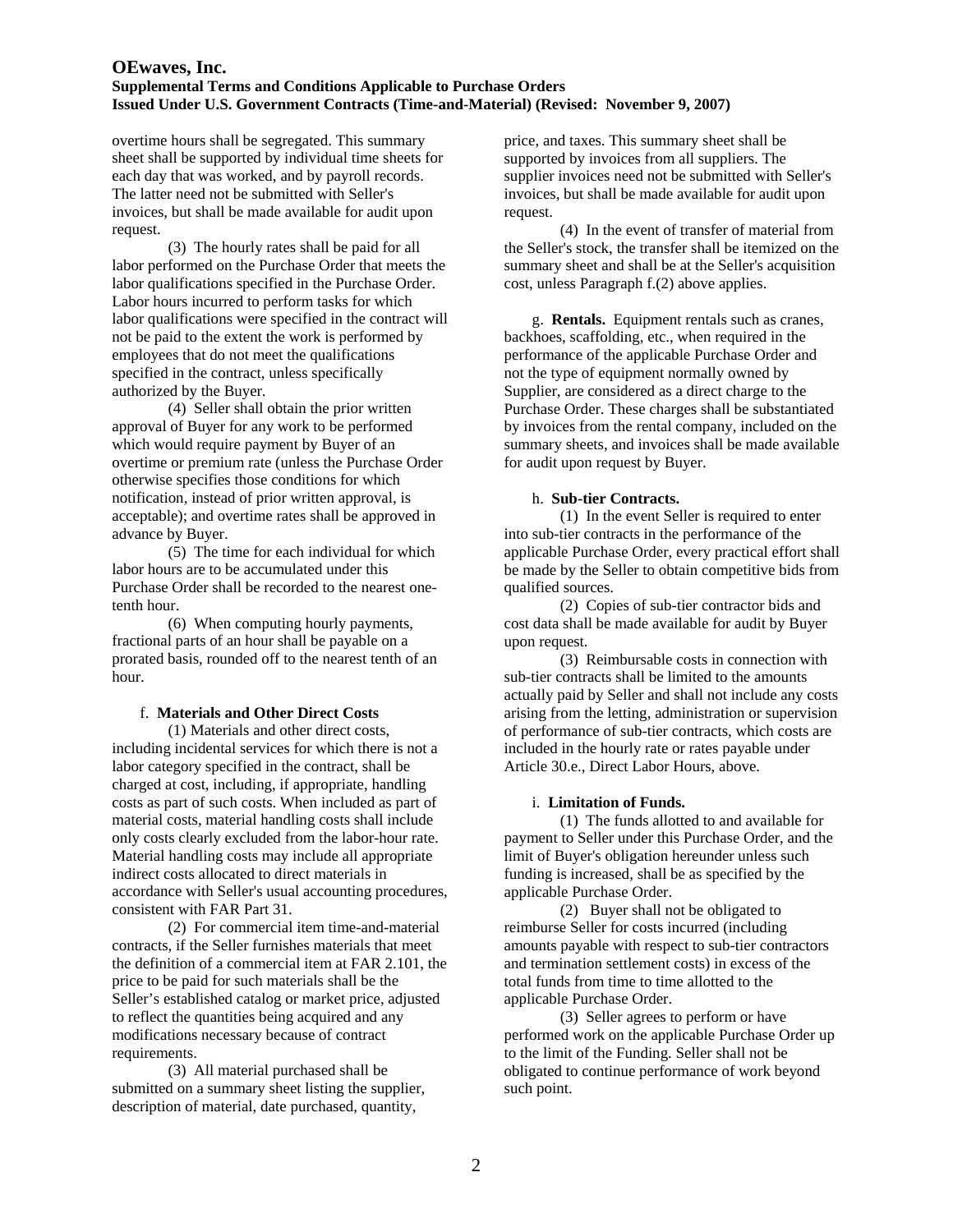overtime hours shall be segregated. This summary sheet shall be supported by individual time sheets for each day that was worked, and by payroll records. The latter need not be submitted with Seller's invoices, but shall be made available for audit upon request.

(3) The hourly rates shall be paid for all labor performed on the Purchase Order that meets the labor qualifications specified in the Purchase Order. Labor hours incurred to perform tasks for which labor qualifications were specified in the contract will not be paid to the extent the work is performed by employees that do not meet the qualifications specified in the contract, unless specifically authorized by the Buyer.

(4) Seller shall obtain the prior written approval of Buyer for any work to be performed which would require payment by Buyer of an overtime or premium rate (unless the Purchase Order otherwise specifies those conditions for which notification, instead of prior written approval, is acceptable); and overtime rates shall be approved in advance by Buyer.

(5) The time for each individual for which labor hours are to be accumulated under this Purchase Order shall be recorded to the nearest one-tenth hour.

(6) When computing hourly payments, fractional parts of an hour shall be payable on a prorated basis, rounded off to the nearest tenth of an hour.

f. **Materials and Other Direct Costs**

(1) Materials and other direct costs, including incidental services for which there is not a labor category specified in the contract, shall be charged at cost, including, if appropriate, handling costs as part of such costs. When included as part of material costs, material handling costs shall include only costs clearly excluded from the labor-hour rate. Material handling costs may include all appropriate indirect costs allocated to direct materials in accordance with Seller's usual accounting procedures, consistent with FAR Part 31.

(2) For commercial item time-and-material contracts, if the Seller furnishes materials that meet the definition of a commercial item at FAR 2.101, the price to be paid for such materials shall be the Seller's established catalog or market price, adjusted to reflect the quantities being acquired and any modifications necessary because of contract requirements.

(3) All material purchased shall be submitted on a summary sheet listing the supplier, description of material, date purchased, quantity, price, and taxes. This summary sheet shall be supported by invoices from all suppliers. The supplier invoices need not be submitted with Seller's invoices, but shall be made available for audit upon request.

(4) In the event of transfer of material from the Seller's stock, the transfer shall be itemized on the summary sheet and shall be at the Seller's acquisition cost, unless Paragraph f.(2) above applies.

g. **Rentals.** Equipment rentals such as cranes, backhoes, scaffolding, etc., when required in the performance of the applicable Purchase Order and not the type of equipment normally owned by Supplier, are considered as a direct charge to the Purchase Order. These charges shall be substantiated by invoices from the rental company, included on the summary sheets, and invoices shall be made available for audit upon request by Buyer.

h. **Sub-tier Contracts.**

(1) In the event Seller is required to enter into sub-tier contracts in the performance of the applicable Purchase Order, every practical effort shall be made by the Seller to obtain competitive bids from qualified sources.

(2) Copies of sub-tier contractor bids and cost data shall be made available for audit by Buyer upon request.

(3) Reimbursable costs in connection with sub-tier contracts shall be limited to the amounts actually paid by Seller and shall not include any costs arising from the letting, administration or supervision of performance of sub-tier contracts, which costs are included in the hourly rate or rates payable under Article 30.e., Direct Labor Hours, above.

i. **Limitation of Funds.**

(1) The funds allotted to and available for payment to Seller under this Purchase Order, and the limit of Buyer's obligation hereunder unless such funding is increased, shall be as specified by the applicable Purchase Order.

(2) Buyer shall not be obligated to reimburse Seller for costs incurred (including amounts payable with respect to sub-tier contractors and termination settlement costs) in excess of the total funds from time to time allotted to the applicable Purchase Order.

(3) Seller agrees to perform or have performed work on the applicable Purchase Order up to the limit of the Funding. Seller shall not be obligated to continue performance of work beyond such point.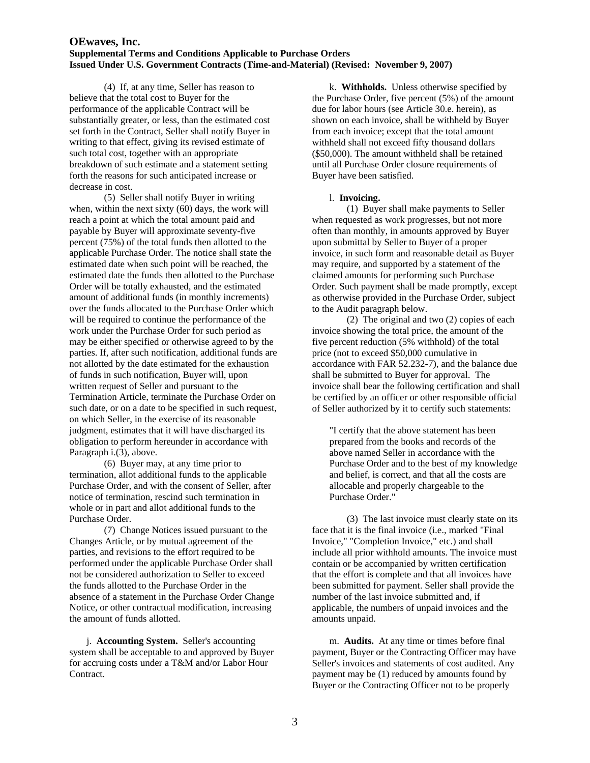(4) If, at any time, Seller has reason to believe that the total cost to Buyer for the performance of the applicable Contract will be substantially greater, or less, than the estimated cost set forth in the Contract, Seller shall notify Buyer in writing to that effect, giving its revised estimate of such total cost, together with an appropriate breakdown of such estimate and a statement setting forth the reasons for such anticipated increase or decrease in cost.

(5) Seller shall notify Buyer in writing when, within the next sixty (60) days, the work will reach a point at which the total amount paid and payable by Buyer will approximate seventy-five percent (75%) of the total funds then allotted to the applicable Purchase Order. The notice shall state the estimated date when such point will be reached, the estimated date the funds then allotted to the Purchase Order will be totally exhausted, and the estimated amount of additional funds (in monthly increments) over the funds allocated to the Purchase Order which will be required to continue the performance of the work under the Purchase Order for such period as may be either specified or otherwise agreed to by the parties. If, after such notification, additional funds are not allotted by the date estimated for the exhaustion of funds in such notification, Buyer will, upon written request of Seller and pursuant to the Termination Article, terminate the Purchase Order on such date, or on a date to be specified in such request, on which Seller, in the exercise of its reasonable judgment, estimates that it will have discharged its obligation to perform hereunder in accordance with Paragraph i.(3), above.

(6) Buyer may, at any time prior to termination, allot additional funds to the applicable Purchase Order, and with the consent of Seller, after notice of termination, rescind such termination in whole or in part and allot additional funds to the Purchase Order.

(7) Change Notices issued pursuant to the Changes Article, or by mutual agreement of the parties, and revisions to the effort required to be performed under the applicable Purchase Order shall not be considered authorization to Seller to exceed the funds allotted to the Purchase Order in the absence of a statement in the Purchase Order Change Notice, or other contractual modification, increasing the amount of funds allotted.

j. **Accounting System.** Seller's accounting system shall be acceptable to and approved by Buyer for accruing costs under a T&M and/or Labor Hour Contract.

k. **Withholds.** Unless otherwise specified by the Purchase Order, five percent (5%) of the amount due for labor hours (see Article 30.e. herein), as shown on each invoice, shall be withheld by Buyer from each invoice; except that the total amount withheld shall not exceed fifty thousand dollars ($50,000). The amount withheld shall be retained until all Purchase Order closure requirements of Buyer have been satisfied.

l. **Invoicing.**

(1) Buyer shall make payments to Seller when requested as work progresses, but not more often than monthly, in amounts approved by Buyer upon submittal by Seller to Buyer of a proper invoice, in such form and reasonable detail as Buyer may require, and supported by a statement of the claimed amounts for performing such Purchase Order. Such payment shall be made promptly, except as otherwise provided in the Purchase Order, subject to the Audit paragraph below.

(2) The original and two (2) copies of each invoice showing the total price, the amount of the five percent reduction (5% withhold) of the total price (not to exceed $50,000 cumulative in accordance with FAR 52.232-7), and the balance due shall be submitted to Buyer for approval. The invoice shall bear the following certification and shall be certified by an officer or other responsible official of Seller authorized by it to certify such statements:

> "I certify that the above statement has been prepared from the books and records of the above named Seller in accordance with the Purchase Order and to the best of my knowledge and belief, is correct, and that all the costs are allocable and properly chargeable to the Purchase Order."

(3) The last invoice must clearly state on its face that it is the final invoice (i.e., marked "Final Invoice," "Completion Invoice," etc.) and shall include all prior withhold amounts. The invoice must contain or be accompanied by written certification that the effort is complete and that all invoices have been submitted for payment. Seller shall provide the number of the last invoice submitted and, if applicable, the numbers of unpaid invoices and the amounts unpaid.

m. **Audits.** At any time or times before final payment, Buyer or the Contracting Officer may have Seller's invoices and statements of cost audited. Any payment may be (1) reduced by amounts found by Buyer or the Contracting Officer not to be properly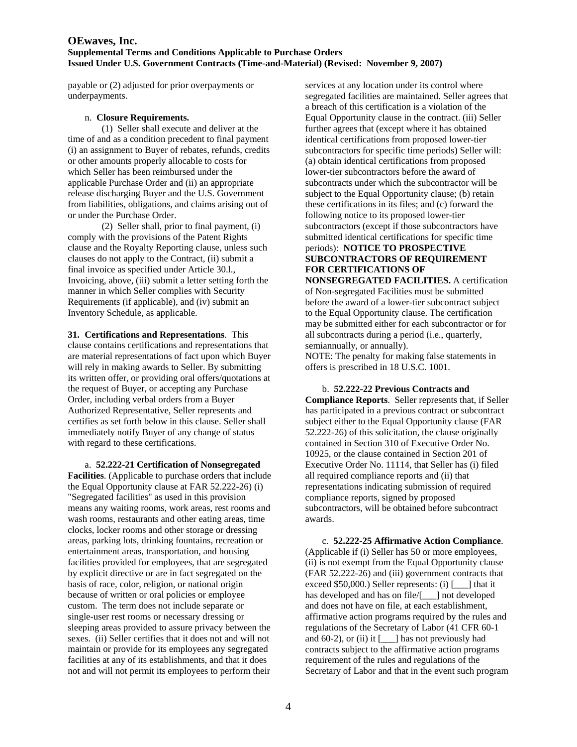payable or (2) adjusted for prior overpayments or underpayments.

n. **Closure Requirements.**

(1) Seller shall execute and deliver at the time of and as a condition precedent to final payment (i) an assignment to Buyer of rebates, refunds, credits or other amounts properly allocable to costs for which Seller has been reimbursed under the applicable Purchase Order and (ii) an appropriate release discharging Buyer and the U.S. Government from liabilities, obligations, and claims arising out of or under the Purchase Order.

(2) Seller shall, prior to final payment, (i) comply with the provisions of the Patent Rights clause and the Royalty Reporting clause, unless such clauses do not apply to the Contract, (ii) submit a final invoice as specified under Article 30.l., Invoicing, above, (iii) submit a letter setting forth the manner in which Seller complies with Security Requirements (if applicable), and (iv) submit an Inventory Schedule, as applicable.

**31. Certifications and Representations**. This clause contains certifications and representations that are material representations of fact upon which Buyer will rely in making awards to Seller. By submitting its written offer, or providing oral offers/quotations at the request of Buyer, or accepting any Purchase Order, including verbal orders from a Buyer Authorized Representative, Seller represents and certifies as set forth below in this clause. Seller shall immediately notify Buyer of any change of status with regard to these certifications.

a. **52.222-21 Certification of Nonsegregated Facilities**. (Applicable to purchase orders that include the Equal Opportunity clause at FAR 52.222-26) (i) "Segregated facilities" as used in this provision means any waiting rooms, work areas, rest rooms and wash rooms, restaurants and other eating areas, time clocks, locker rooms and other storage or dressing areas, parking lots, drinking fountains, recreation or entertainment areas, transportation, and housing facilities provided for employees, that are segregated by explicit directive or are in fact segregated on the basis of race, color, religion, or national origin because of written or oral policies or employee custom. The term does not include separate or single-user rest rooms or necessary dressing or sleeping areas provided to assure privacy between the sexes. (ii) Seller certifies that it does not and will not maintain or provide for its employees any segregated facilities at any of its establishments, and that it does not and will not permit its employees to perform their services at any location under its control where segregated facilities are maintained. Seller agrees that a breach of this certification is a violation of the Equal Opportunity clause in the contract. (iii) Seller further agrees that (except where it has obtained identical certifications from proposed lower-tier subcontractors for specific time periods) Seller will: (a) obtain identical certifications from proposed lower-tier subcontractors before the award of subcontracts under which the subcontractor will be subject to the Equal Opportunity clause; (b) retain these certifications in its files; and (c) forward the following notice to its proposed lower-tier subcontractors (except if those subcontractors have submitted identical certifications for specific time periods): **NOTICE TO PROSPECTIVE SUBCONTRACTORS OF REQUIREMENT FOR CERTIFICATIONS OF NONSEGREGATED FACILITIES.** A certification of Non-segregated Facilities must be submitted before the award of a lower-tier subcontract subject to the Equal Opportunity clause. The certification may be submitted either for each subcontractor or for all subcontracts during a period (i.e., quarterly, semiannually, or annually).
NOTE: The penalty for making false statements in offers is prescribed in 18 U.S.C. 1001.

b. **52.222-22 Previous Contracts and Compliance Reports**. Seller represents that, if Seller has participated in a previous contract or subcontract subject either to the Equal Opportunity clause (FAR 52.222-26) of this solicitation, the clause originally contained in Section 310 of Executive Order No. 10925, or the clause contained in Section 201 of Executive Order No. 11114, that Seller has (i) filed all required compliance reports and (ii) that representations indicating submission of required compliance reports, signed by proposed subcontractors, will be obtained before subcontract awards.

c. **52.222-25 Affirmative Action Compliance**. (Applicable if (i) Seller has 50 or more employees, (ii) is not exempt from the Equal Opportunity clause (FAR 52.222-26) and (iii) government contracts that exceed $50,000.) Seller represents: (i) [___] that it has developed and has on file/[___] not developed and does not have on file, at each establishment, affirmative action programs required by the rules and regulations of the Secretary of Labor (41 CFR 60-1 and 60-2), or (ii) it [___] has not previously had contracts subject to the affirmative action programs requirement of the rules and regulations of the Secretary of Labor and that in the event such program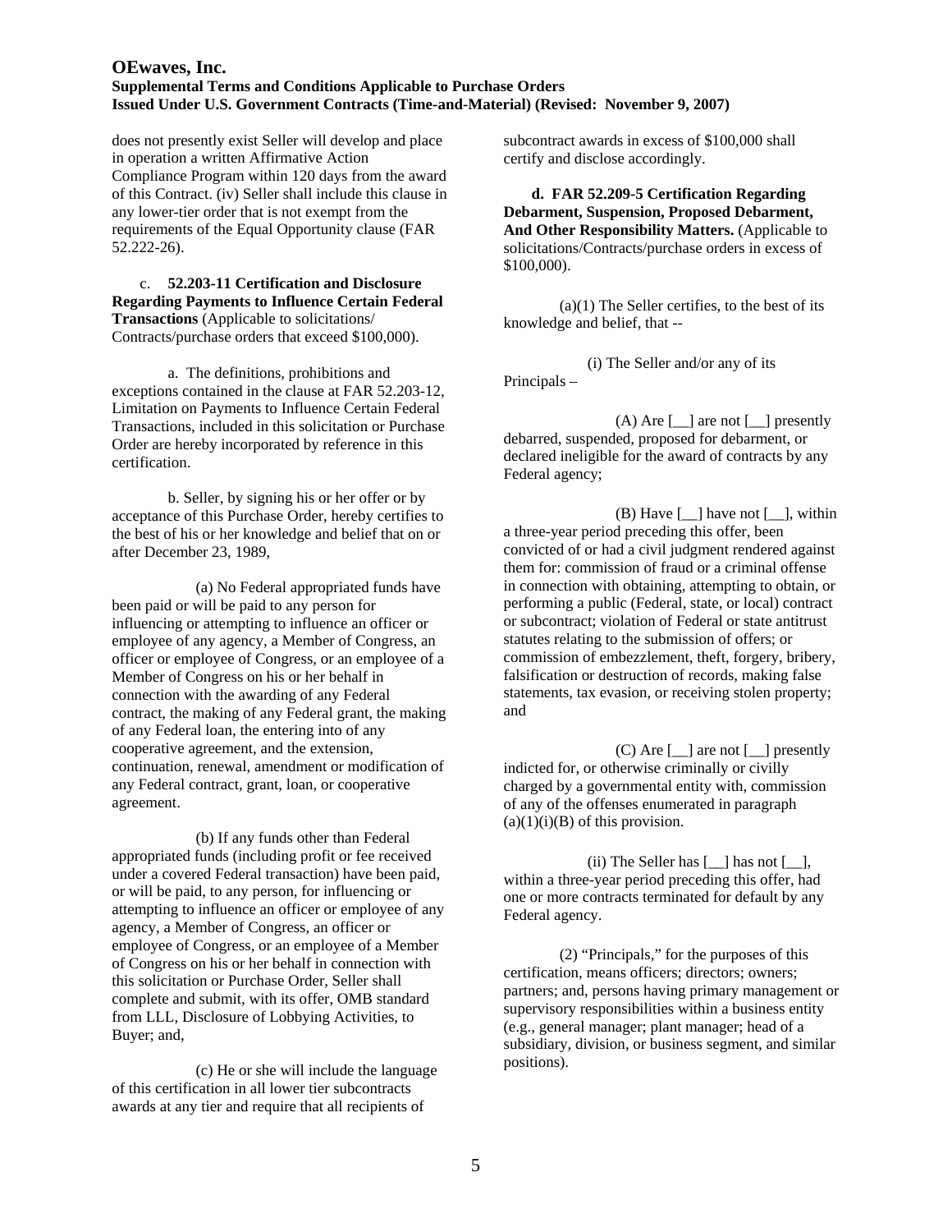does not presently exist Seller will develop and place in operation a written Affirmative Action Compliance Program within 120 days from the award of this Contract. (iv) Seller shall include this clause in any lower-tier order that is not exempt from the requirements of the Equal Opportunity clause (FAR 52.222-26).

c. **52.203-11 Certification and Disclosure Regarding Payments to Influence Certain Federal Transactions** (Applicable to solicitations/ Contracts/purchase orders that exceed $100,000).

a. The definitions, prohibitions and exceptions contained in the clause at FAR 52.203-12, Limitation on Payments to Influence Certain Federal Transactions, included in this solicitation or Purchase Order are hereby incorporated by reference in this certification.

b. Seller, by signing his or her offer or by acceptance of this Purchase Order, hereby certifies to the best of his or her knowledge and belief that on or after December 23, 1989,

(a) No Federal appropriated funds have been paid or will be paid to any person for influencing or attempting to influence an officer or employee of any agency, a Member of Congress, an officer or employee of Congress, or an employee of a Member of Congress on his or her behalf in connection with the awarding of any Federal contract, the making of any Federal grant, the making of any Federal loan, the entering into of any cooperative agreement, and the extension, continuation, renewal, amendment or modification of any Federal contract, grant, loan, or cooperative agreement.

(b) If any funds other than Federal appropriated funds (including profit or fee received under a covered Federal transaction) have been paid, or will be paid, to any person, for influencing or attempting to influence an officer or employee of any agency, a Member of Congress, an officer or employee of Congress, or an employee of a Member of Congress on his or her behalf in connection with this solicitation or Purchase Order, Seller shall complete and submit, with its offer, OMB standard from LLL, Disclosure of Lobbying Activities, to Buyer; and,

(c) He or she will include the language of this certification in all lower tier subcontracts awards at any tier and require that all recipients of subcontract awards in excess of $100,000 shall certify and disclose accordingly.

**d. FAR 52.209-5 Certification Regarding Debarment, Suspension, Proposed Debarment, And Other Responsibility Matters.** (Applicable to solicitations/Contracts/purchase orders in excess of $100,000).

(a)(1) The Seller certifies, to the best of its knowledge and belief, that --

(i) The Seller and/or any of its Principals –

(A) Are [__] are not [__] presently debarred, suspended, proposed for debarment, or declared ineligible for the award of contracts by any Federal agency;

(B) Have [__] have not [__], within a three-year period preceding this offer, been convicted of or had a civil judgment rendered against them for: commission of fraud or a criminal offense in connection with obtaining, attempting to obtain, or performing a public (Federal, state, or local) contract or subcontract; violation of Federal or state antitrust statutes relating to the submission of offers; or commission of embezzlement, theft, forgery, bribery, falsification or destruction of records, making false statements, tax evasion, or receiving stolen property; and

(C) Are [__] are not [__] presently indicted for, or otherwise criminally or civilly charged by a governmental entity with, commission of any of the offenses enumerated in paragraph (a)(1)(i)(B) of this provision.

(ii) The Seller has [__] has not [__], within a three-year period preceding this offer, had one or more contracts terminated for default by any Federal agency.

(2) "Principals," for the purposes of this certification, means officers; directors; owners; partners; and, persons having primary management or supervisory responsibilities within a business entity (e.g., general manager; plant manager; head of a subsidiary, division, or business segment, and similar positions).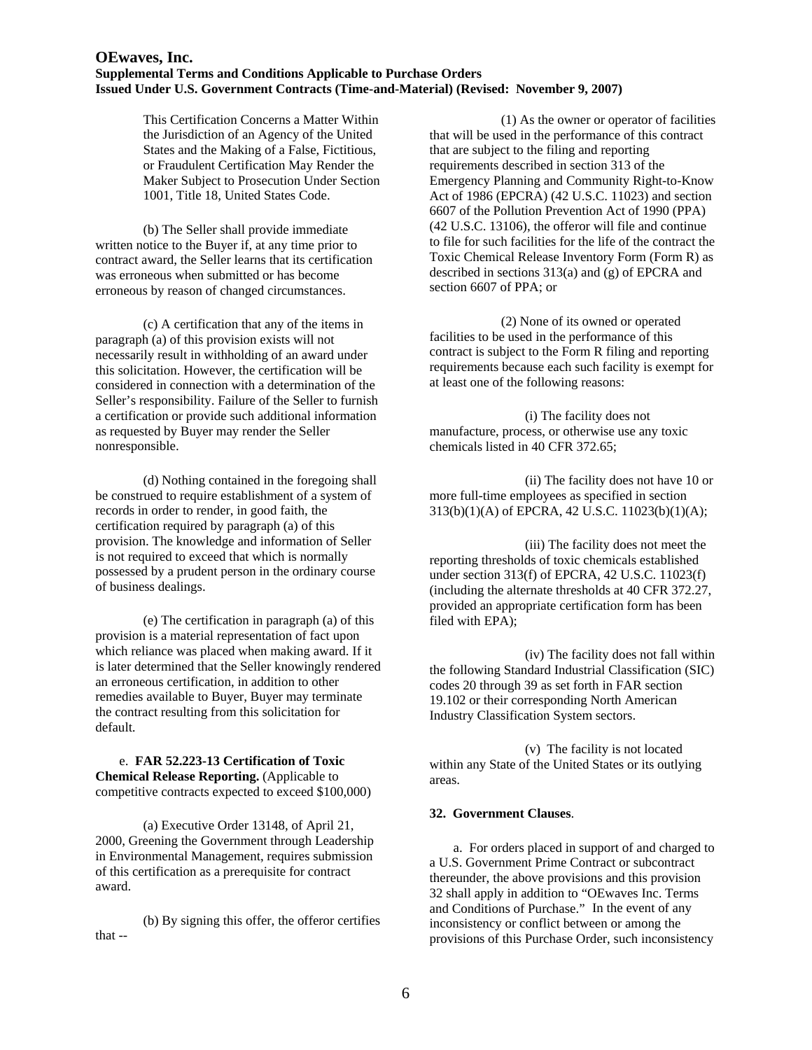This Certification Concerns a Matter Within the Jurisdiction of an Agency of the United States and the Making of a False, Fictitious, or Fraudulent Certification May Render the Maker Subject to Prosecution Under Section 1001, Title 18, United States Code.

(b) The Seller shall provide immediate written notice to the Buyer if, at any time prior to contract award, the Seller learns that its certification was erroneous when submitted or has become erroneous by reason of changed circumstances.

(c) A certification that any of the items in paragraph (a) of this provision exists will not necessarily result in withholding of an award under this solicitation. However, the certification will be considered in connection with a determination of the Seller's responsibility. Failure of the Seller to furnish a certification or provide such additional information as requested by Buyer may render the Seller nonresponsible.

(d) Nothing contained in the foregoing shall be construed to require establishment of a system of records in order to render, in good faith, the certification required by paragraph (a) of this provision. The knowledge and information of Seller is not required to exceed that which is normally possessed by a prudent person in the ordinary course of business dealings.

(e) The certification in paragraph (a) of this provision is a material representation of fact upon which reliance was placed when making award. If it is later determined that the Seller knowingly rendered an erroneous certification, in addition to other remedies available to Buyer, Buyer may terminate the contract resulting from this solicitation for default.

e. **FAR 52.223-13 Certification of Toxic Chemical Release Reporting.** (Applicable to competitive contracts expected to exceed $100,000)

(a) Executive Order 13148, of April 21, 2000, Greening the Government through Leadership in Environmental Management, requires submission of this certification as a prerequisite for contract award.

(b) By signing this offer, the offeror certifies that --

(1) As the owner or operator of facilities that will be used in the performance of this contract that are subject to the filing and reporting requirements described in section 313 of the Emergency Planning and Community Right-to-Know Act of 1986 (EPCRA) (42 U.S.C. 11023) and section 6607 of the Pollution Prevention Act of 1990 (PPA) (42 U.S.C. 13106), the offeror will file and continue to file for such facilities for the life of the contract the Toxic Chemical Release Inventory Form (Form R) as described in sections 313(a) and (g) of EPCRA and section 6607 of PPA; or

(2) None of its owned or operated facilities to be used in the performance of this contract is subject to the Form R filing and reporting requirements because each such facility is exempt for at least one of the following reasons:

(i) The facility does not manufacture, process, or otherwise use any toxic chemicals listed in 40 CFR 372.65;

(ii) The facility does not have 10 or more full-time employees as specified in section 313(b)(1)(A) of EPCRA, 42 U.S.C. 11023(b)(1)(A);

(iii) The facility does not meet the reporting thresholds of toxic chemicals established under section 313(f) of EPCRA, 42 U.S.C. 11023(f) (including the alternate thresholds at 40 CFR 372.27, provided an appropriate certification form has been filed with EPA);

(iv) The facility does not fall within the following Standard Industrial Classification (SIC) codes 20 through 39 as set forth in FAR section 19.102 or their corresponding North American Industry Classification System sectors.

(v) The facility is not located within any State of the United States or its outlying areas.

**32. Government Clauses**.

a. For orders placed in support of and charged to a U.S. Government Prime Contract or subcontract thereunder, the above provisions and this provision 32 shall apply in addition to "OEwaves Inc. Terms and Conditions of Purchase." In the event of any inconsistency or conflict between or among the provisions of this Purchase Order, such inconsistency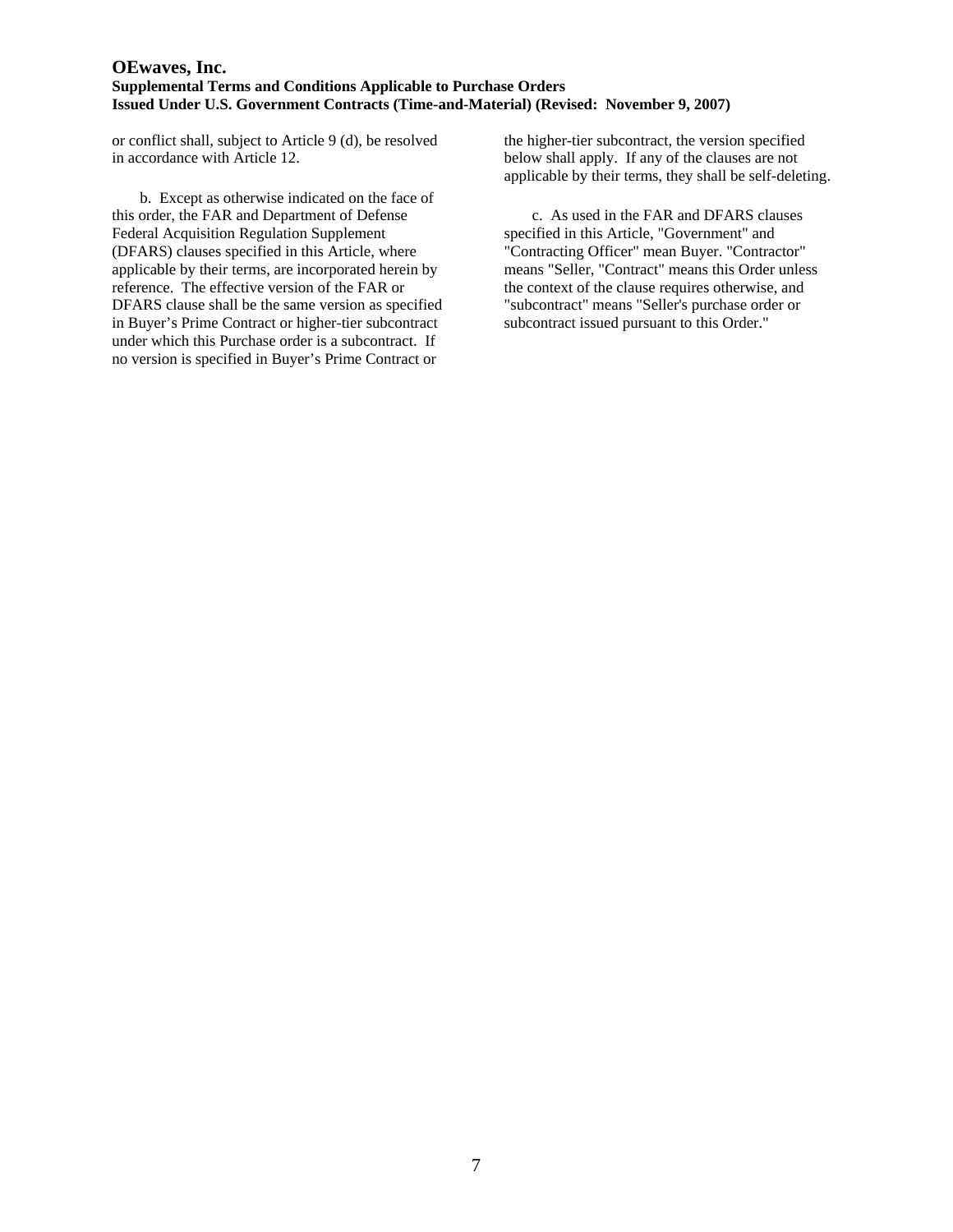or conflict shall, subject to Article 9 (d), be resolved in accordance with Article 12.

b. Except as otherwise indicated on the face of this order, the FAR and Department of Defense Federal Acquisition Regulation Supplement (DFARS) clauses specified in this Article, where applicable by their terms, are incorporated herein by reference. The effective version of the FAR or DFARS clause shall be the same version as specified in Buyer's Prime Contract or higher-tier subcontract under which this Purchase order is a subcontract. If no version is specified in Buyer's Prime Contract or the higher-tier subcontract, the version specified below shall apply. If any of the clauses are not applicable by their terms, they shall be self-deleting.

c. As used in the FAR and DFARS clauses specified in this Article, "Government" and "Contracting Officer" mean Buyer. "Contractor" means "Seller, "Contract" means this Order unless the context of the clause requires otherwise, and "subcontract" means "Seller's purchase order or subcontract issued pursuant to this Order."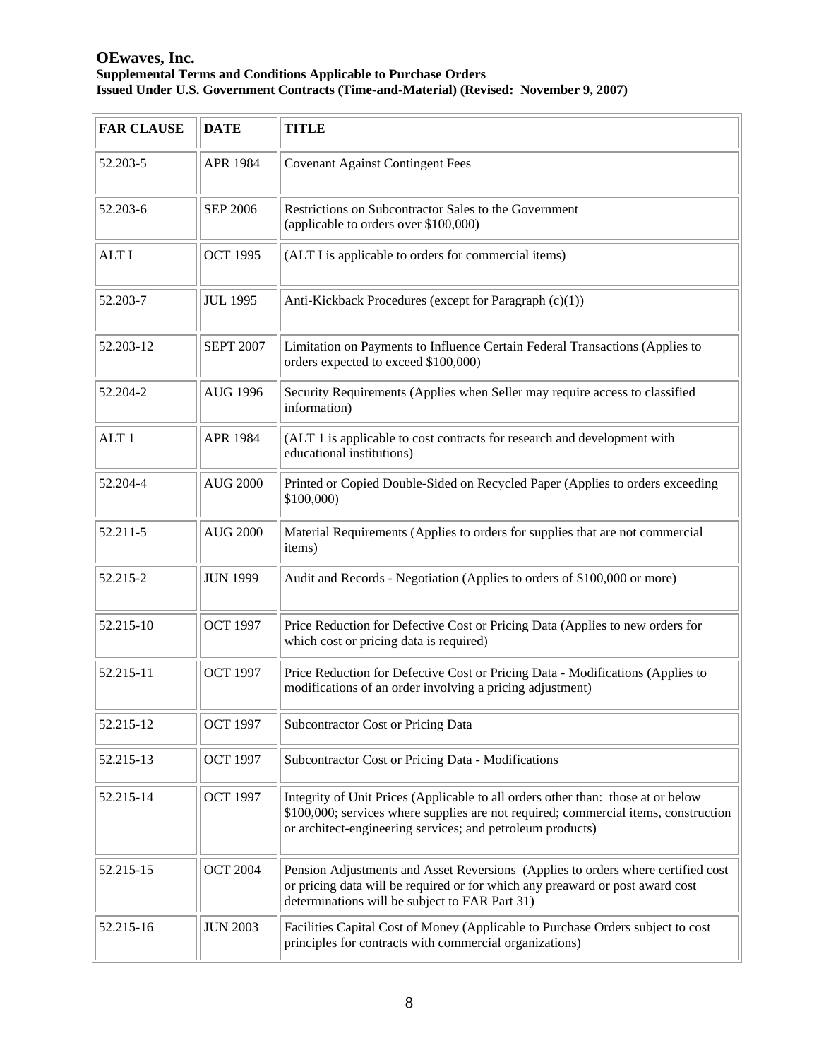**OEwaves, Inc.**
**Supplemental Terms and Conditions Applicable to Purchase Orders**
**Issued Under U.S. Government Contracts (Time-and-Material) (Revised: November 9, 2007)**

| FAR CLAUSE | DATE | TITLE |
|---|---|---|
| 52.203-5 | APR 1984 | Covenant Against Contingent Fees |
| 52.203-6 | SEP 2006 | Restrictions on Subcontractor Sales to the Government (applicable to orders over $100,000) |
| ALT I | OCT 1995 | (ALT I is applicable to orders for commercial items) |
| 52.203-7 | JUL 1995 | Anti-Kickback Procedures (except for Paragraph (c)(1)) |
| 52.203-12 | SEPT 2007 | Limitation on Payments to Influence Certain Federal Transactions (Applies to orders expected to exceed $100,000) |
| 52.204-2 | AUG 1996 | Security Requirements (Applies when Seller may require access to classified information) |
| ALT 1 | APR 1984 | (ALT 1 is applicable to cost contracts for research and development with educational institutions) |
| 52.204-4 | AUG 2000 | Printed or Copied Double-Sided on Recycled Paper (Applies to orders exceeding $100,000) |
| 52.211-5 | AUG 2000 | Material Requirements (Applies to orders for supplies that are not commercial items) |
| 52.215-2 | JUN 1999 | Audit and Records - Negotiation (Applies to orders of $100,000 or more) |
| 52.215-10 | OCT 1997 | Price Reduction for Defective Cost or Pricing Data (Applies to new orders for which cost or pricing data is required) |
| 52.215-11 | OCT 1997 | Price Reduction for Defective Cost or Pricing Data - Modifications (Applies to modifications of an order involving a pricing adjustment) |
| 52.215-12 | OCT 1997 | Subcontractor Cost or Pricing Data |
| 52.215-13 | OCT 1997 | Subcontractor Cost or Pricing Data - Modifications |
| 52.215-14 | OCT 1997 | Integrity of Unit Prices (Applicable to all orders other than: those at or below $100,000; services where supplies are not required; commercial items, construction or architect-engineering services; and petroleum products) |
| 52.215-15 | OCT 2004 | Pension Adjustments and Asset Reversions (Applies to orders where certified cost or pricing data will be required or for which any preaward or post award cost determinations will be subject to FAR Part 31) |
| 52.215-16 | JUN 2003 | Facilities Capital Cost of Money (Applicable to Purchase Orders subject to cost principles for contracts with commercial organizations) |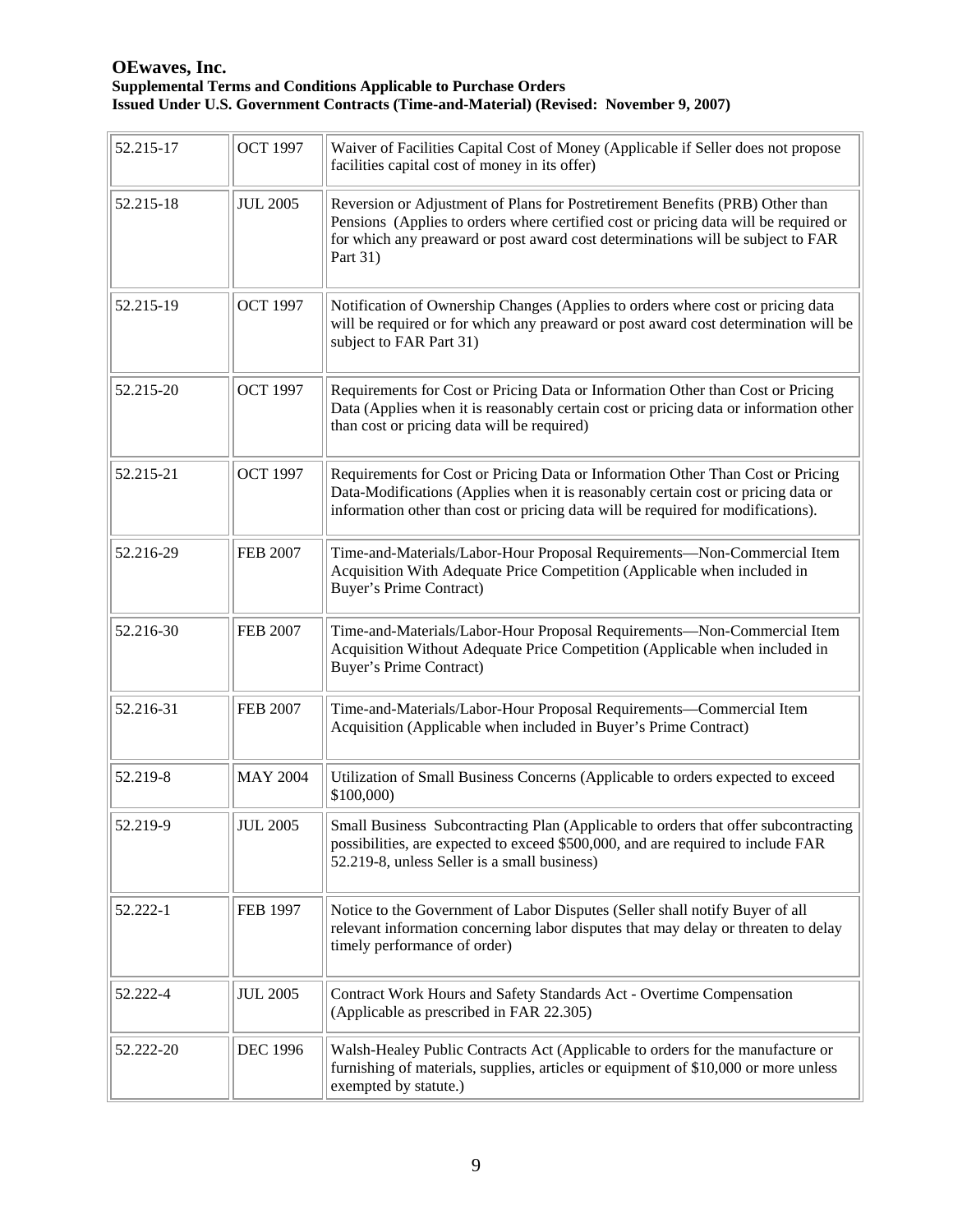| | | |
|---|---|---|
| 52.215-17 | OCT 1997 | Waiver of Facilities Capital Cost of Money (Applicable if Seller does not propose facilities capital cost of money in its offer) |
| 52.215-18 | JUL 2005 | Reversion or Adjustment of Plans for Postretirement Benefits (PRB) Other than Pensions (Applies to orders where certified cost or pricing data will be required or for which any preaward or post award cost determinations will be subject to FAR Part 31) |
| 52.215-19 | OCT 1997 | Notification of Ownership Changes (Applies to orders where cost or pricing data will be required or for which any preaward or post award cost determination will be subject to FAR Part 31) |
| 52.215-20 | OCT 1997 | Requirements for Cost or Pricing Data or Information Other than Cost or Pricing Data (Applies when it is reasonably certain cost or pricing data or information other than cost or pricing data will be required) |
| 52.215-21 | OCT 1997 | Requirements for Cost or Pricing Data or Information Other Than Cost or Pricing Data-Modifications (Applies when it is reasonably certain cost or pricing data or information other than cost or pricing data will be required for modifications). |
| 52.216-29 | FEB 2007 | Time-and-Materials/Labor-Hour Proposal Requirements—Non-Commercial Item Acquisition With Adequate Price Competition (Applicable when included in Buyer's Prime Contract) |
| 52.216-30 | FEB 2007 | Time-and-Materials/Labor-Hour Proposal Requirements—Non-Commercial Item Acquisition Without Adequate Price Competition (Applicable when included in Buyer's Prime Contract) |
| 52.216-31 | FEB 2007 | Time-and-Materials/Labor-Hour Proposal Requirements—Commercial Item Acquisition (Applicable when included in Buyer's Prime Contract) |
| 52.219-8 | MAY 2004 | Utilization of Small Business Concerns (Applicable to orders expected to exceed $100,000) |
| 52.219-9 | JUL 2005 | Small Business Subcontracting Plan (Applicable to orders that offer subcontracting possibilities, are expected to exceed $500,000, and are required to include FAR 52.219-8, unless Seller is a small business) |
| 52.222-1 | FEB 1997 | Notice to the Government of Labor Disputes (Seller shall notify Buyer of all relevant information concerning labor disputes that may delay or threaten to delay timely performance of order) |
| 52.222-4 | JUL 2005 | Contract Work Hours and Safety Standards Act - Overtime Compensation (Applicable as prescribed in FAR 22.305) |
| 52.222-20 | DEC 1996 | Walsh-Healey Public Contracts Act (Applicable to orders for the manufacture or furnishing of materials, supplies, articles or equipment of $10,000 or more unless exempted by statute.) |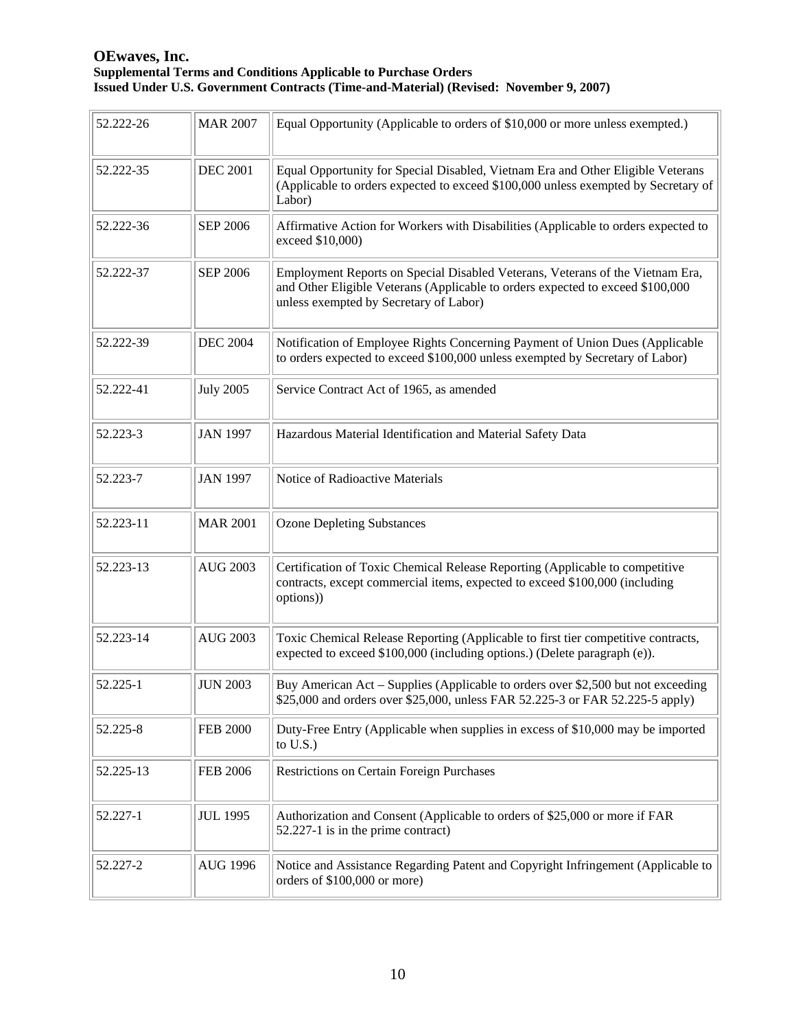| 52.222-26 | MAR 2007 | Equal Opportunity (Applicable to orders of $10,000 or more unless exempted.) |
|---|---|---|
| 52.222-35 | DEC 2001 | Equal Opportunity for Special Disabled, Vietnam Era and Other Eligible Veterans (Applicable to orders expected to exceed $100,000 unless exempted by Secretary of Labor) |
| 52.222-36 | SEP 2006 | Affirmative Action for Workers with Disabilities (Applicable to orders expected to exceed $10,000) |
| 52.222-37 | SEP 2006 | Employment Reports on Special Disabled Veterans, Veterans of the Vietnam Era, and Other Eligible Veterans (Applicable to orders expected to exceed $100,000 unless exempted by Secretary of Labor) |
| 52.222-39 | DEC 2004 | Notification of Employee Rights Concerning Payment of Union Dues (Applicable to orders expected to exceed $100,000 unless exempted by Secretary of Labor) |
| 52.222-41 | July 2005 | Service Contract Act of 1965, as amended |
| 52.223-3 | JAN 1997 | Hazardous Material Identification and Material Safety Data |
| 52.223-7 | JAN 1997 | Notice of Radioactive Materials |
| 52.223-11 | MAR 2001 | Ozone Depleting Substances |
| 52.223-13 | AUG 2003 | Certification of Toxic Chemical Release Reporting (Applicable to competitive contracts, except commercial items, expected to exceed $100,000 (including options)) |
| 52.223-14 | AUG 2003 | Toxic Chemical Release Reporting (Applicable to first tier competitive contracts, expected to exceed $100,000 (including options.) (Delete paragraph (e)). |
| 52.225-1 | JUN 2003 | Buy American Act – Supplies (Applicable to orders over $2,500 but not exceeding $25,000 and orders over $25,000, unless FAR 52.225-3 or FAR 52.225-5 apply) |
| 52.225-8 | FEB 2000 | Duty-Free Entry (Applicable when supplies in excess of $10,000 may be imported to U.S.) |
| 52.225-13 | FEB 2006 | Restrictions on Certain Foreign Purchases |
| 52.227-1 | JUL 1995 | Authorization and Consent (Applicable to orders of $25,000 or more if FAR 52.227-1 is in the prime contract) |
| 52.227-2 | AUG 1996 | Notice and Assistance Regarding Patent and Copyright Infringement (Applicable to orders of $100,000 or more) |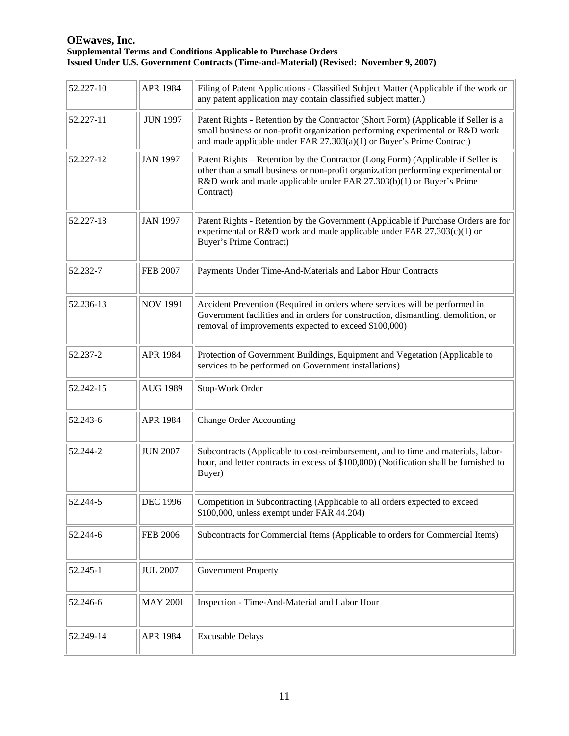| 52.227-10 | APR 1984 | Filing of Patent Applications - Classified Subject Matter (Applicable if the work or any patent application may contain classified subject matter.) |
|---|---|---|
| 52.227-11 | JUN 1997 | Patent Rights - Retention by the Contractor (Short Form) (Applicable if Seller is a small business or non-profit organization performing experimental or R&D work and made applicable under FAR 27.303(a)(1) or Buyer's Prime Contract) |
| 52.227-12 | JAN 1997 | Patent Rights – Retention by the Contractor (Long Form) (Applicable if Seller is other than a small business or non-profit organization performing experimental or R&D work and made applicable under FAR 27.303(b)(1) or Buyer's Prime Contract) |
| 52.227-13 | JAN 1997 | Patent Rights - Retention by the Government (Applicable if Purchase Orders are for experimental or R&D work and made applicable under FAR 27.303(c)(1) or Buyer's Prime Contract) |
| 52.232-7 | FEB 2007 | Payments Under Time-And-Materials and Labor Hour Contracts |
| 52.236-13 | NOV 1991 | Accident Prevention (Required in orders where services will be performed in Government facilities and in orders for construction, dismantling, demolition, or removal of improvements expected to exceed $100,000) |
| 52.237-2 | APR 1984 | Protection of Government Buildings, Equipment and Vegetation (Applicable to services to be performed on Government installations) |
| 52.242-15 | AUG 1989 | Stop-Work Order |
| 52.243-6 | APR 1984 | Change Order Accounting |
| 52.244-2 | JUN 2007 | Subcontracts (Applicable to cost-reimbursement, and to time and materials, labor-hour, and letter contracts in excess of $100,000) (Notification shall be furnished to Buyer) |
| 52.244-5 | DEC 1996 | Competition in Subcontracting (Applicable to all orders expected to exceed $100,000, unless exempt under FAR 44.204) |
| 52.244-6 | FEB 2006 | Subcontracts for Commercial Items (Applicable to orders for Commercial Items) |
| 52.245-1 | JUL 2007 | Government Property |
| 52.246-6 | MAY 2001 | Inspection - Time-And-Material and Labor Hour |
| 52.249-14 | APR 1984 | Excusable Delays |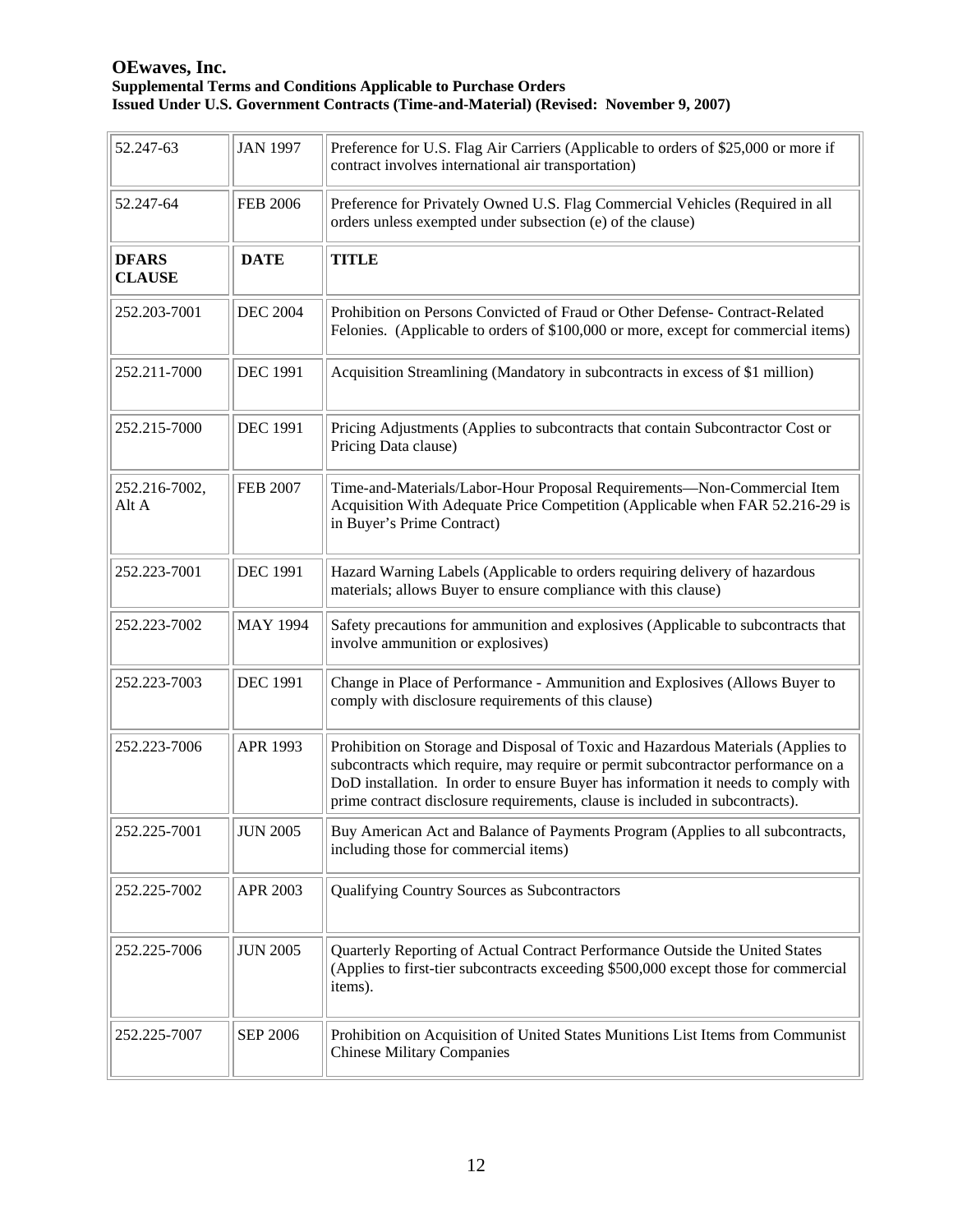| 52.247-63 | JAN 1997 | Preference for U.S. Flag Air Carriers (Applicable to orders of $25,000 or more if contract involves international air transportation) |
|---|---|---|
| 52.247-64 | FEB 2006 | Preference for Privately Owned U.S. Flag Commercial Vehicles (Required in all orders unless exempted under subsection (e) of the clause) |
| **DFARS CLAUSE** | **DATE** | **TITLE** |
| 252.203-7001 | DEC 2004 | Prohibition on Persons Convicted of Fraud or Other Defense- Contract-Related Felonies. (Applicable to orders of $100,000 or more, except for commercial items) |
| 252.211-7000 | DEC 1991 | Acquisition Streamlining (Mandatory in subcontracts in excess of $1 million) |
| 252.215-7000 | DEC 1991 | Pricing Adjustments (Applies to subcontracts that contain Subcontractor Cost or Pricing Data clause) |
| 252.216-7002, Alt A | FEB 2007 | Time-and-Materials/Labor-Hour Proposal Requirements—Non-Commercial Item Acquisition With Adequate Price Competition (Applicable when FAR 52.216-29 is in Buyer's Prime Contract) |
| 252.223-7001 | DEC 1991 | Hazard Warning Labels (Applicable to orders requiring delivery of hazardous materials; allows Buyer to ensure compliance with this clause) |
| 252.223-7002 | MAY 1994 | Safety precautions for ammunition and explosives (Applicable to subcontracts that involve ammunition or explosives) |
| 252.223-7003 | DEC 1991 | Change in Place of Performance - Ammunition and Explosives (Allows Buyer to comply with disclosure requirements of this clause) |
| 252.223-7006 | APR 1993 | Prohibition on Storage and Disposal of Toxic and Hazardous Materials (Applies to subcontracts which require, may require or permit subcontractor performance on a DoD installation. In order to ensure Buyer has information it needs to comply with prime contract disclosure requirements, clause is included in subcontracts). |
| 252.225-7001 | JUN 2005 | Buy American Act and Balance of Payments Program (Applies to all subcontracts, including those for commercial items) |
| 252.225-7002 | APR 2003 | Qualifying Country Sources as Subcontractors |
| 252.225-7006 | JUN 2005 | Quarterly Reporting of Actual Contract Performance Outside the United States (Applies to first-tier subcontracts exceeding $500,000 except those for commercial items). |
| 252.225-7007 | SEP 2006 | Prohibition on Acquisition of United States Munitions List Items from Communist Chinese Military Companies |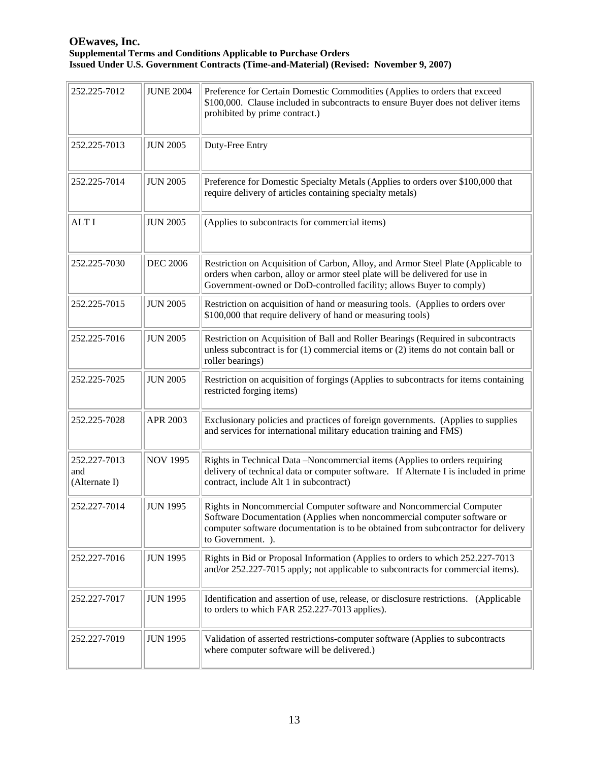| | | |
|---|---|---|
| 252.225-7012 | JUNE 2004 | Preference for Certain Domestic Commodities (Applies to orders that exceed $100,000. Clause included in subcontracts to ensure Buyer does not deliver items prohibited by prime contract.) |
| 252.225-7013 | JUN 2005 | Duty-Free Entry |
| 252.225-7014 | JUN 2005 | Preference for Domestic Specialty Metals (Applies to orders over $100,000 that require delivery of articles containing specialty metals) |
| ALT I | JUN 2005 | (Applies to subcontracts for commercial items) |
| 252.225-7030 | DEC 2006 | Restriction on Acquisition of Carbon, Alloy, and Armor Steel Plate (Applicable to orders when carbon, alloy or armor steel plate will be delivered for use in Government-owned or DoD-controlled facility; allows Buyer to comply) |
| 252.225-7015 | JUN 2005 | Restriction on acquisition of hand or measuring tools. (Applies to orders over $100,000 that require delivery of hand or measuring tools) |
| 252.225-7016 | JUN 2005 | Restriction on Acquisition of Ball and Roller Bearings (Required in subcontracts unless subcontract is for (1) commercial items or (2) items do not contain ball or roller bearings) |
| 252.225-7025 | JUN 2005 | Restriction on acquisition of forgings (Applies to subcontracts for items containing restricted forging items) |
| 252.225-7028 | APR 2003 | Exclusionary policies and practices of foreign governments. (Applies to supplies and services for international military education training and FMS) |
| 252.227-7013 and (Alternate I) | NOV 1995 | Rights in Technical Data –Noncommercial items (Applies to orders requiring delivery of technical data or computer software. If Alternate I is included in prime contract, include Alt 1 in subcontract) |
| 252.227-7014 | JUN 1995 | Rights in Noncommercial Computer software and Noncommercial Computer Software Documentation (Applies when noncommercial computer software or computer software documentation is to be obtained from subcontractor for delivery to Government. ). |
| 252.227-7016 | JUN 1995 | Rights in Bid or Proposal Information (Applies to orders to which 252.227-7013 and/or 252.227-7015 apply; not applicable to subcontracts for commercial items). |
| 252.227-7017 | JUN 1995 | Identification and assertion of use, release, or disclosure restrictions. (Applicable to orders to which FAR 252.227-7013 applies). |
| 252.227-7019 | JUN 1995 | Validation of asserted restrictions-computer software (Applies to subcontracts where computer software will be delivered.) |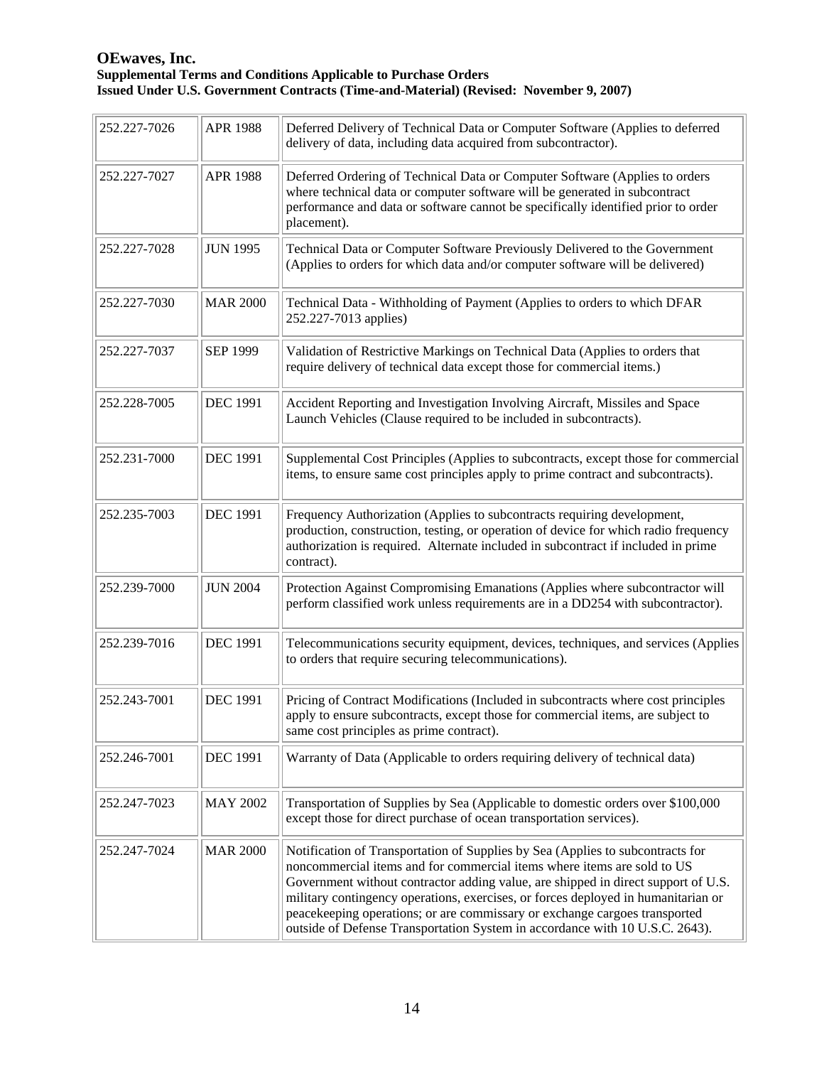| 252.227-7026 | APR 1988 | Deferred Delivery of Technical Data or Computer Software (Applies to deferred delivery of data, including data acquired from subcontractor). |
|---|---|---|
| 252.227-7027 | APR 1988 | Deferred Ordering of Technical Data or Computer Software (Applies to orders where technical data or computer software will be generated in subcontract performance and data or software cannot be specifically identified prior to order placement). |
| 252.227-7028 | JUN 1995 | Technical Data or Computer Software Previously Delivered to the Government (Applies to orders for which data and/or computer software will be delivered) |
| 252.227-7030 | MAR 2000 | Technical Data - Withholding of Payment (Applies to orders to which DFAR 252.227-7013 applies) |
| 252.227-7037 | SEP 1999 | Validation of Restrictive Markings on Technical Data (Applies to orders that require delivery of technical data except those for commercial items.) |
| 252.228-7005 | DEC 1991 | Accident Reporting and Investigation Involving Aircraft, Missiles and Space Launch Vehicles (Clause required to be included in subcontracts). |
| 252.231-7000 | DEC 1991 | Supplemental Cost Principles (Applies to subcontracts, except those for commercial items, to ensure same cost principles apply to prime contract and subcontracts). |
| 252.235-7003 | DEC 1991 | Frequency Authorization (Applies to subcontracts requiring development, production, construction, testing, or operation of device for which radio frequency authorization is required. Alternate included in subcontract if included in prime contract). |
| 252.239-7000 | JUN 2004 | Protection Against Compromising Emanations (Applies where subcontractor will perform classified work unless requirements are in a DD254 with subcontractor). |
| 252.239-7016 | DEC 1991 | Telecommunications security equipment, devices, techniques, and services (Applies to orders that require securing telecommunications). |
| 252.243-7001 | DEC 1991 | Pricing of Contract Modifications (Included in subcontracts where cost principles apply to ensure subcontracts, except those for commercial items, are subject to same cost principles as prime contract). |
| 252.246-7001 | DEC 1991 | Warranty of Data (Applicable to orders requiring delivery of technical data) |
| 252.247-7023 | MAY 2002 | Transportation of Supplies by Sea (Applicable to domestic orders over $100,000 except those for direct purchase of ocean transportation services). |
| 252.247-7024 | MAR 2000 | Notification of Transportation of Supplies by Sea (Applies to subcontracts for noncommercial items and for commercial items where items are sold to US Government without contractor adding value, are shipped in direct support of U.S. military contingency operations, exercises, or forces deployed in humanitarian or peacekeeping operations; or are commissary or exchange cargoes transported outside of Defense Transportation System in accordance with 10 U.S.C. 2643). |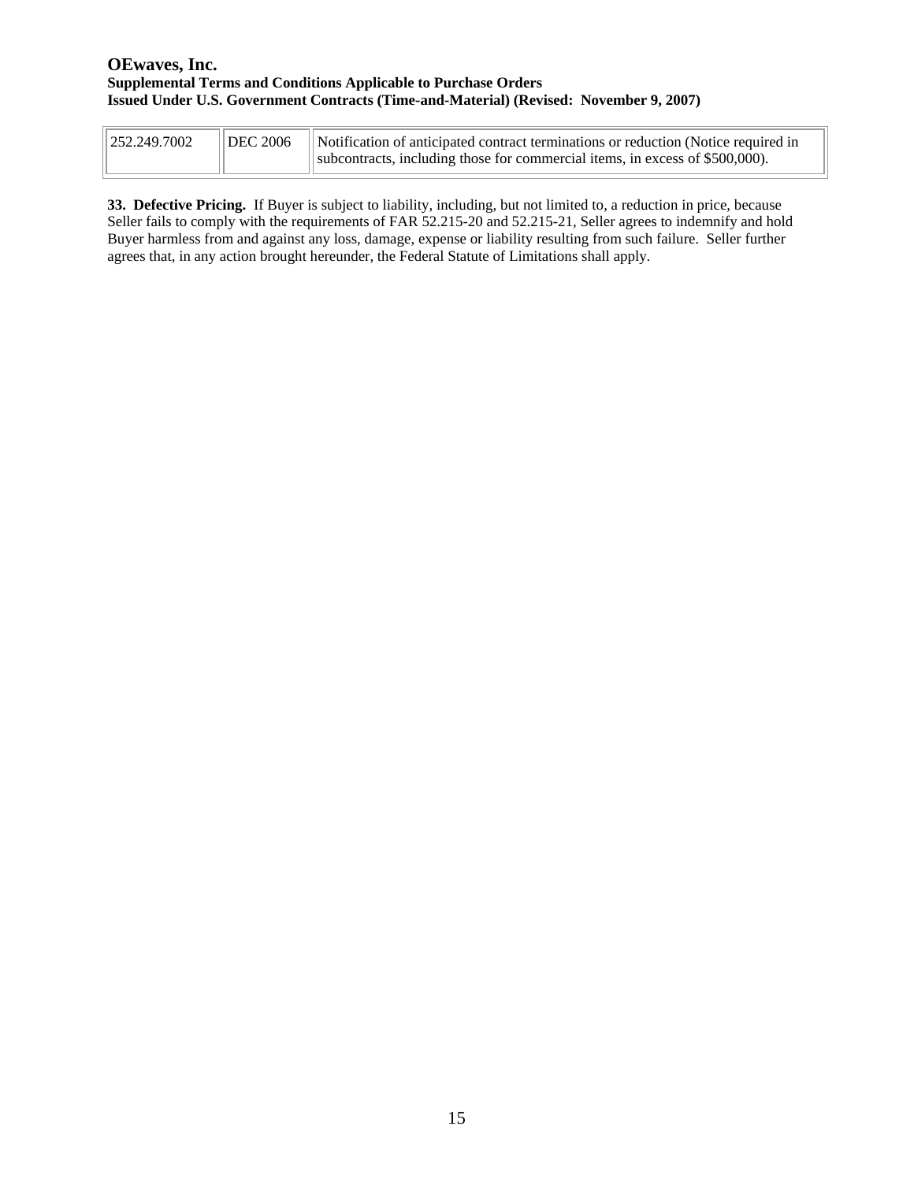| | | |
|---|---|---|
| 252.249.7002 | DEC 2006 | Notification of anticipated contract terminations or reduction (Notice required in subcontracts, including those for commercial items, in excess of $500,000). |

**33. Defective Pricing.** If Buyer is subject to liability, including, but not limited to, a reduction in price, because Seller fails to comply with the requirements of FAR 52.215-20 and 52.215-21, Seller agrees to indemnify and hold Buyer harmless from and against any loss, damage, expense or liability resulting from such failure. Seller further agrees that, in any action brought hereunder, the Federal Statute of Limitations shall apply.